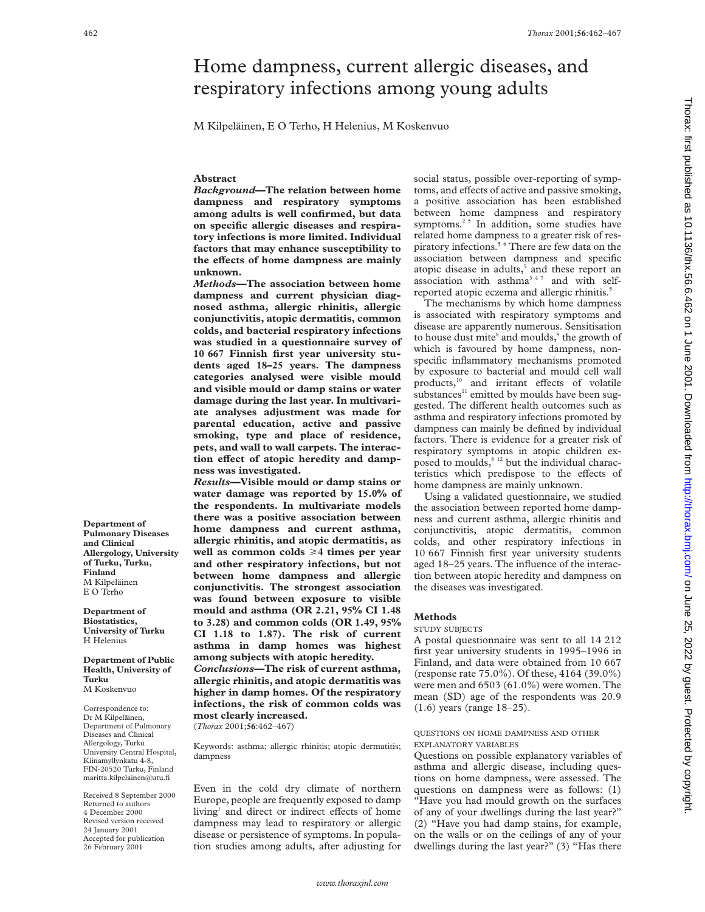// Title, authors, abstract, sidebar (affiliations and correspondence), then body text in reading order.
# Home dampness, current allergic diseases, and respiratory infections among young adults

M Kilpeläinen, E O Terho, H Helenius, M Koskenvuo

## Abstract

***Background*—The relation between home dampness and respiratory symptoms among adults is well confirmed, but data on specific allergic diseases and respiratory infections is more limited. Individual factors that may enhance susceptibility to the effects of home dampness are mainly unknown.**

***Methods*—The association between home dampness and current physician diagnosed asthma, allergic rhinitis, allergic conjunctivitis, atopic dermatitis, common colds, and bacterial respiratory infections was studied in a questionnaire survey of 10 667 Finnish first year university students aged 18–25 years. The dampness categories analysed were visible mould and visible mould or damp stains or water damage during the last year. In multivariate analyses adjustment was made for parental education, active and passive smoking, type and place of residence, pets, and wall to wall carpets. The interaction effect of atopic heredity and dampness was investigated.**

***Results*—Visible mould or damp stains or water damage was reported by 15.0% of the respondents. In multivariate models there was a positive association between home dampness and current asthma, allergic rhinitis, and atopic dermatitis, as well as common colds ≥4 times per year and other respiratory infections, but not between home dampness and allergic conjunctivitis. The strongest association was found between exposure to visible mould and asthma (OR 2.21, 95% CI 1.48 to 3.28) and common colds (OR 1.49, 95% CI 1.18 to 1.87). The risk of current asthma in damp homes was highest among subjects with atopic heredity.**

***Conclusions*—The risk of current asthma, allergic rhinitis, and atopic dermatitis was higher in damp homes. Of the respiratory infections, the risk of common colds was most clearly increased.**

(*Thorax* 2001;**56**:462–467)

Keywords: asthma; allergic rhinitis; atopic dermatitis; dampness

**Department of Pulmonary Diseases and Clinical Allergology, University of Turku, Turku, Finland**
M Kilpeläinen
E O Terho

**Department of Biostatistics, University of Turku**
H Helenius

**Department of Public Health, University of Turku**
M Koskenvuo

Correspondence to:
Dr M Kilpeläinen, Department of Pulmonary Diseases and Clinical Allergology, Turku University Central Hospital, Kiinamyllynkatu 4-8, FIN-20520 Turku, Finland
maritta.kilpelainen@utu.fi

Received 8 September 2000
Returned to authors 4 December 2000
Revised version received 24 January 2001
Accepted for publication 26 February 2001

Even in the cold dry climate of northern Europe, people are frequently exposed to damp living[1] and direct or indirect effects of home dampness may lead to respiratory or allergic disease or persistence of symptoms. In population studies among adults, after adjusting for social status, possible over-reporting of symptoms, and effects of active and passive smoking, a positive association has been established between home dampness and respiratory symptoms.[2–5] In addition, some studies have related home dampness to a greater risk of respiratory infections.[5 6] There are few data on the association between dampness and specific atopic disease in adults,[5] and these report an association with asthma[3 4 7] and with self-reported atopic eczema and allergic rhinitis.[5]

The mechanisms by which home dampness is associated with respiratory symptoms and disease are apparently numerous. Sensitisation to house dust mite[8] and moulds,[9] the growth of which is favoured by home dampness, non-specific inflammatory mechanisms promoted by exposure to bacterial and mould cell wall products,[10] and irritant effects of volatile substances[11] emitted by moulds have been suggested. The different health outcomes such as asthma and respiratory infections promoted by dampness can mainly be defined by individual factors. There is evidence for a greater risk of respiratory symptoms in atopic children exposed to moulds,[8 12] but the individual characteristics which predispose to the effects of home dampness are mainly unknown.

Using a validated questionnaire, we studied the association between reported home dampness and current asthma, allergic rhinitis and conjunctivitis, atopic dermatitis, common colds, and other respiratory infections in 10 667 Finnish first year university students aged 18–25 years. The influence of the interaction between atopic heredity and dampness on the diseases was investigated.

## Methods

### STUDY SUBJECTS

A postal questionnaire was sent to all 14 212 first year university students in 1995–1996 in Finland, and data were obtained from 10 667 (response rate 75.0%). Of these, 4164 (39.0%) were men and 6503 (61.0%) were women. The mean (SD) age of the respondents was 20.9 (1.6) years (range 18–25).

### QUESTIONS ON HOME DAMPNESS AND OTHER EXPLANATORY VARIABLES

Questions on possible explanatory variables of asthma and allergic disease, including questions on home dampness, were assessed. The questions on dampness were as follows: (1) "Have you had mould growth on the surfaces of any of your dwellings during the last year?" (2) "Have you had damp stains, for example, on the walls or on the ceilings of any of your dwellings during the last year?" (3) "Has there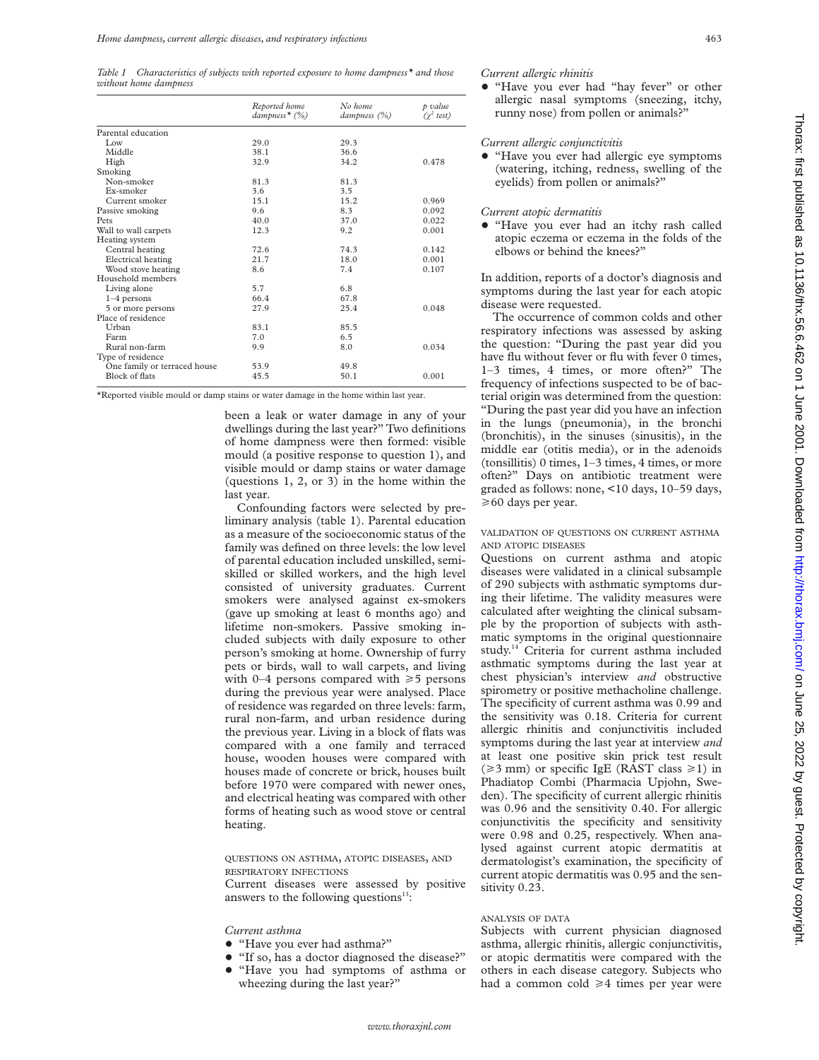*Table 1 Characteristics of subjects with reported exposure to home dampness* and those without home dampness*

| | Reported home dampness* (%) | No home dampness (%) | p value ($\chi^2$ test) |
|---|---|---|---|
| Parental education | | | |
| Low | 29.0 | 29.3 | |
| Middle | 38.1 | 36.6 | |
| High | 32.9 | 34.2 | 0.478 |
| Smoking | | | |
| Non-smoker | 81.3 | 81.3 | |
| Ex-smoker | 3.6 | 3.5 | |
| Current smoker | 15.1 | 15.2 | 0.969 |
| Passive smoking | 9.6 | 8.3 | 0.092 |
| Pets | 40.0 | 37.0 | 0.022 |
| Wall to wall carpets | 12.3 | 9.2 | 0.001 |
| Heating system | | | |
| Central heating | 72.6 | 74.3 | 0.142 |
| Electrical heating | 21.7 | 18.0 | 0.001 |
| Wood stove heating | 8.6 | 7.4 | 0.107 |
| Household members | | | |
| Living alone | 5.7 | 6.8 | |
| 1–4 persons | 66.4 | 67.8 | |
| 5 or more persons | 27.9 | 25.4 | 0.048 |
| Place of residence | | | |
| Urban | 83.1 | 85.5 | |
| Farm | 7.0 | 6.5 | |
| Rural non-farm | 9.9 | 8.0 | 0.034 |
| Type of residence | | | |
| One family or terraced house | 53.9 | 49.8 | |
| Block of flats | 45.5 | 50.1 | 0.001 |

*Reported visible mould or damp stains or water damage in the home within last year.

been a leak or water damage in any of your dwellings during the last year?" Two definitions of home dampness were then formed: visible mould (a positive response to question 1), and visible mould or damp stains or water damage (questions 1, 2, or 3) in the home within the last year.

Confounding factors were selected by preliminary analysis (table 1). Parental education as a measure of the socioeconomic status of the family was defined on three levels: the low level of parental education included unskilled, semi-skilled or skilled workers, and the high level consisted of university graduates. Current smokers were analysed against ex-smokers (gave up smoking at least 6 months ago) and lifetime non-smokers. Passive smoking included subjects with daily exposure to other person's smoking at home. Ownership of furry pets or birds, wall to wall carpets, and living with 0–4 persons compared with ≥5 persons during the previous year were analysed. Place of residence was regarded on three levels: farm, rural non-farm, and urban residence during the previous year. Living in a block of flats was compared with a one family and terraced house, wooden houses were compared with houses made of concrete or brick, houses built before 1970 were compared with newer ones, and electrical heating was compared with other forms of heating such as wood stove or central heating.

### QUESTIONS ON ASTHMA, ATOPIC DISEASES, AND RESPIRATORY INFECTIONS

Current diseases were assessed by positive answers to the following questions[13]:

*Current asthma*

- "Have you ever had asthma?"
- "If so, has a doctor diagnosed the disease?"
- "Have you had symptoms of asthma or wheezing during the last year?"

*Current allergic rhinitis*

- "Have you ever had "hay fever" or other allergic nasal symptoms (sneezing, itchy, runny nose) from pollen or animals?"

*Current allergic conjunctivitis*

- "Have you ever had allergic eye symptoms (watering, itching, redness, swelling of the eyelids) from pollen or animals?"

*Current atopic dermatitis*

- "Have you ever had an itchy rash called atopic eczema or eczema in the folds of the elbows or behind the knees?"

In addition, reports of a doctor's diagnosis and symptoms during the last year for each atopic disease were requested.

The occurrence of common colds and other respiratory infections was assessed by asking the question: "During the past year did you have flu without fever or flu with fever 0 times, 1–3 times, 4 times, or more often?" The frequency of infections suspected to be of bacterial origin was determined from the question: "During the past year did you have an infection in the lungs (pneumonia), in the bronchi (bronchitis), in the sinuses (sinusitis), in the middle ear (otitis media), or in the adenoids (tonsillitis) 0 times, 1–3 times, 4 times, or more often?" Days on antibiotic treatment were graded as follows: none, <10 days, 10–59 days, ≥60 days per year.

### VALIDATION OF QUESTIONS ON CURRENT ASTHMA AND ATOPIC DISEASES

Questions on current asthma and atopic diseases were validated in a clinical subsample of 290 subjects with asthmatic symptoms during their lifetime. The validity measures were calculated after weighting the clinical subsample by the proportion of subjects with asthmatic symptoms in the original questionnaire study.[14] Criteria for current asthma included asthmatic symptoms during the last year at chest physician's interview *and* obstructive spirometry or positive methacholine challenge. The specificity of current asthma was 0.99 and the sensitivity was 0.18. Criteria for current allergic rhinitis and conjunctivitis included symptoms during the last year at interview *and* at least one positive skin prick test result (≥3 mm) or specific IgE (RAST class ≥1) in Phadiatop Combi (Pharmacia Upjohn, Sweden). The specificity of current allergic rhinitis was 0.96 and the sensitivity 0.40. For allergic conjunctivitis the specificity and sensitivity were 0.98 and 0.25, respectively. When analysed against current atopic dermatitis at dermatologist's examination, the specificity of current atopic dermatitis was 0.95 and the sensitivity 0.23.

### ANALYSIS OF DATA

Subjects with current physician diagnosed asthma, allergic rhinitis, allergic conjunctivitis, or atopic dermatitis were compared with the others in each disease category. Subjects who had a common cold ≥4 times per year were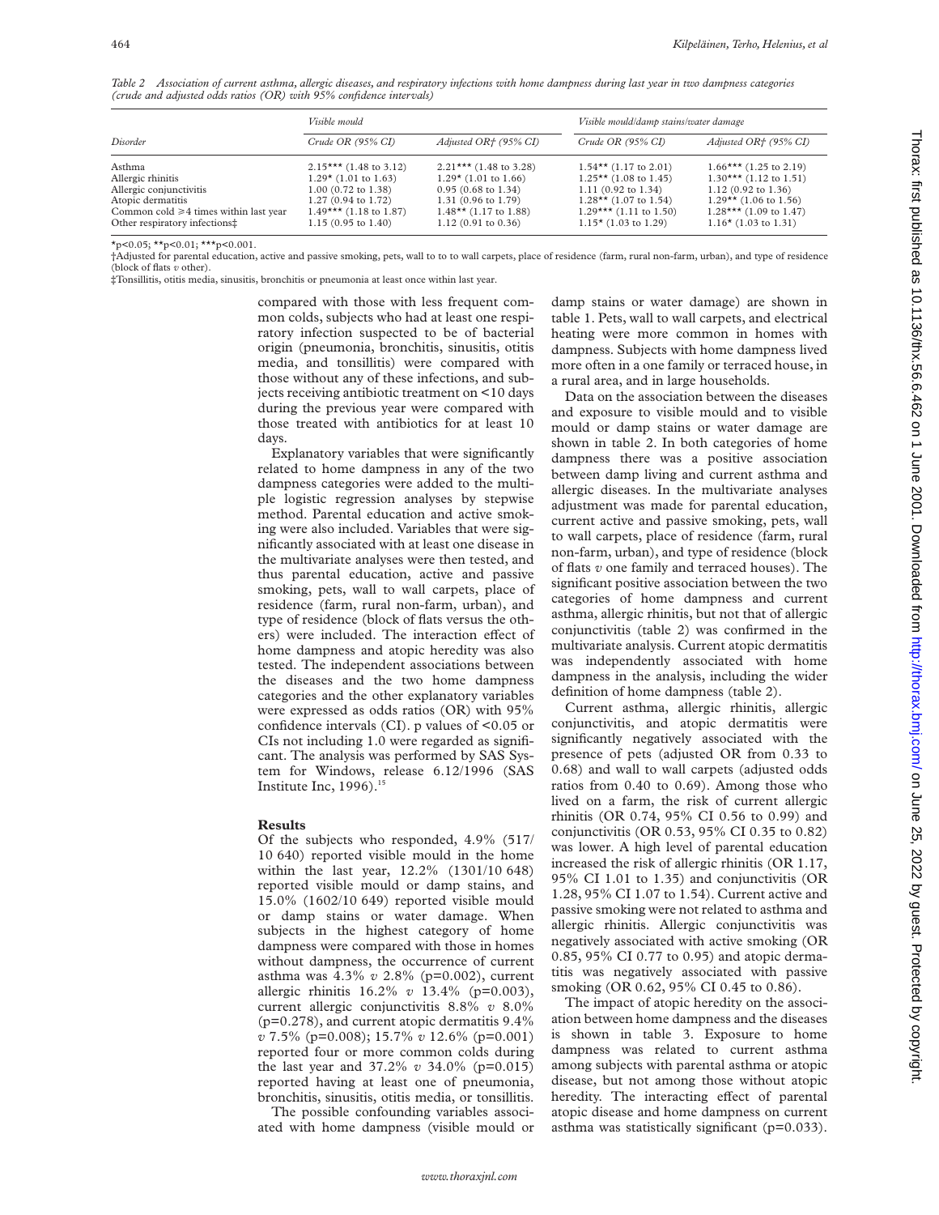*Table 2 Association of current asthma, allergic diseases, and respiratory infections with home dampness during last year in two dampness categories (crude and adjusted odds ratios (OR) with 95% confidence intervals)*

| Disorder | Visible mould | | Visible mould/damp stains/water damage | |
|---|---|---|---|---|
| | Crude OR (95% CI) | Adjusted OR† (95% CI) | Crude OR (95% CI) | Adjusted OR† (95% CI) |
| Asthma | 2.15*** (1.48 to 3.12) | 2.21*** (1.48 to 3.28) | 1.54** (1.17 to 2.01) | 1.66*** (1.25 to 2.19) |
| Allergic rhinitis | 1.29* (1.01 to 1.63) | 1.29* (1.01 to 1.66) | 1.25** (1.08 to 1.45) | 1.30*** (1.12 to 1.51) |
| Allergic conjunctivitis | 1.00 (0.72 to 1.38) | 0.95 (0.68 to 1.34) | 1.11 (0.92 to 1.34) | 1.12 (0.92 to 1.36) |
| Atopic dermatitis | 1.27 (0.94 to 1.72) | 1.31 (0.96 to 1.79) | 1.28** (1.07 to 1.54) | 1.29** (1.06 to 1.56) |
| Common cold ≥4 times within last year | 1.49*** (1.18 to 1.87) | 1.48** (1.17 to 1.88) | 1.29*** (1.11 to 1.50) | 1.28*** (1.09 to 1.47) |
| Other respiratory infections‡ | 1.15 (0.95 to 1.40) | 1.12 (0.91 to 0.36) | 1.15* (1.03 to 1.29) | 1.16* (1.03 to 1.31) |

*p<0.05; **p<0.01; ***p<0.001.
†Adjusted for parental education, active and passive smoking, pets, wall to to to wall carpets, place of residence (farm, rural non-farm, urban), and type of residence (block of flats *v* other).
‡Tonsillitis, otitis media, sinusitis, bronchitis or pneumonia at least once within last year.

compared with those with less frequent common colds, subjects who had at least one respiratory infection suspected to be of bacterial origin (pneumonia, bronchitis, sinusitis, otitis media, and tonsillitis) were compared with those without any of these infections, and subjects receiving antibiotic treatment on <10 days during the previous year were compared with those treated with antibiotics for at least 10 days.

Explanatory variables that were significantly related to home dampness in any of the two dampness categories were added to the multiple logistic regression analyses by stepwise method. Parental education and active smoking were also included. Variables that were significantly associated with at least one disease in the multivariate analyses were then tested, and thus parental education, active and passive smoking, pets, wall to wall carpets, place of residence (farm, rural non-farm, urban), and type of residence (block of flats versus the others) were included. The interaction effect of home dampness and atopic heredity was also tested. The independent associations between the diseases and the two home dampness categories and the other explanatory variables were expressed as odds ratios (OR) with 95% confidence intervals (CI). p values of <0.05 or CIs not including 1.0 were regarded as significant. The analysis was performed by SAS System for Windows, release 6.12/1996 (SAS Institute Inc, 1996).[15]

## Results

Of the subjects who responded, 4.9% (517/10 640) reported visible mould in the home within the last year, 12.2% (1301/10 648) reported visible mould or damp stains, and 15.0% (1602/10 649) reported visible mould or damp stains or water damage. When subjects in the highest category of home dampness were compared with those in homes without dampness, the occurrence of current asthma was 4.3% *v* 2.8% (p=0.002), current allergic rhinitis 16.2% *v* 13.4% (p=0.003), current allergic conjunctivitis 8.8% *v* 8.0% (p=0.278), and current atopic dermatitis 9.4% *v* 7.5% (p=0.008); 15.7% *v* 12.6% (p=0.001) reported four or more common colds during the last year and 37.2% *v* 34.0% (p=0.015) reported having at least one of pneumonia, bronchitis, sinusitis, otitis media, or tonsillitis.

The possible confounding variables associated with home dampness (visible mould or damp stains or water damage) are shown in table 1. Pets, wall to wall carpets, and electrical heating were more common in homes with dampness. Subjects with home dampness lived more often in a one family or terraced house, in a rural area, and in large households.

Data on the association between the diseases and exposure to visible mould and to visible mould or damp stains or water damage are shown in table 2. In both categories of home dampness there was a positive association between damp living and current asthma and allergic diseases. In the multivariate analyses adjustment was made for parental education, current active and passive smoking, pets, wall to wall carpets, place of residence (farm, rural non-farm, urban), and type of residence (block of flats *v* one family and terraced houses). The significant positive association between the two categories of home dampness and current asthma, allergic rhinitis, but not that of allergic conjunctivitis (table 2) was confirmed in the multivariate analysis. Current atopic dermatitis was independently associated with home dampness in the analysis, including the wider definition of home dampness (table 2).

Current asthma, allergic rhinitis, allergic conjunctivitis, and atopic dermatitis were significantly negatively associated with the presence of pets (adjusted OR from 0.33 to 0.68) and wall to wall carpets (adjusted odds ratios from 0.40 to 0.69). Among those who lived on a farm, the risk of current allergic rhinitis (OR 0.74, 95% CI 0.56 to 0.99) and conjunctivitis (OR 0.53, 95% CI 0.35 to 0.82) was lower. A high level of parental education increased the risk of allergic rhinitis (OR 1.17, 95% CI 1.01 to 1.35) and conjunctivitis (OR 1.28, 95% CI 1.07 to 1.54). Current active and passive smoking were not related to asthma and allergic rhinitis. Allergic conjunctivitis was negatively associated with active smoking (OR 0.85, 95% CI 0.77 to 0.95) and atopic dermatitis was negatively associated with passive smoking (OR 0.62, 95% CI 0.45 to 0.86).

The impact of atopic heredity on the association between home dampness and the diseases is shown in table 3. Exposure to home dampness was related to current asthma among subjects with parental asthma or atopic disease, but not among those without atopic heredity. The interacting effect of parental atopic disease and home dampness on current asthma was statistically significant (p=0.033).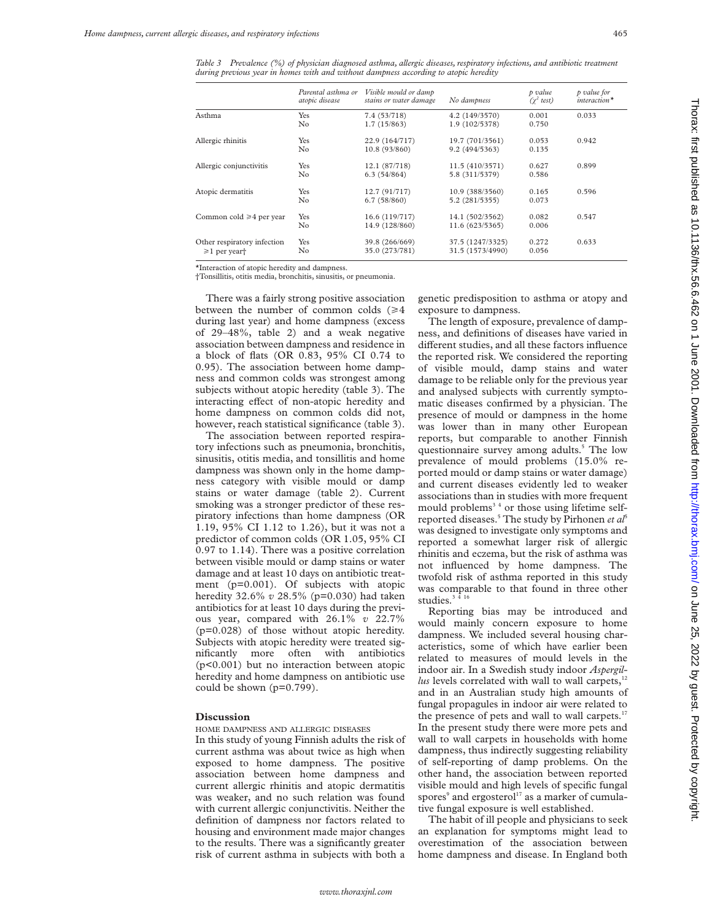*Table 3 Prevalence (%) of physician diagnosed asthma, allergic diseases, respiratory infections, and antibiotic treatment during previous year in homes with and without dampness according to atopic heredity*

| | Parental asthma or atopic disease | Visible mould or damp stains or water damage | No dampness | p value ($\chi^2$ test) | p value for interaction* |
|---|---|---|---|---|---|
| Asthma | Yes | 7.4 (53/718) | 4.2 (149/3570) | 0.001 | 0.033 |
| | No | 1.7 (15/863) | 1.9 (102/5378) | 0.750 | |
| Allergic rhinitis | Yes | 22.9 (164/717) | 19.7 (701/3561) | 0.053 | 0.942 |
| | No | 10.8 (93/860) | 9.2 (494/5363) | 0.135 | |
| Allergic conjunctivitis | Yes | 12.1 (87/718) | 11.5 (410/3571) | 0.627 | 0.899 |
| | No | 6.3 (54/864) | 5.8 (311/5379) | 0.586 | |
| Atopic dermatitis | Yes | 12.7 (91/717) | 10.9 (388/3560) | 0.165 | 0.596 |
| | No | 6.7 (58/860) | 5.2 (281/5355) | 0.073 | |
| Common cold ≥4 per year | Yes | 16.6 (119/717) | 14.1 (502/3562) | 0.082 | 0.547 |
| | No | 14.9 (128/860) | 11.6 (623/5365) | 0.006 | |
| Other respiratory infection ≥1 per year† | Yes | 39.8 (266/669) | 37.5 (1247/3325) | 0.272 | 0.633 |
| | No | 35.0 (273/781) | 31.5 (1573/4990) | 0.056 | |

*Interaction of atopic heredity and dampness.
†Tonsillitis, otitis media, bronchitis, sinusitis, or pneumonia.

There was a fairly strong positive association between the number of common colds (≥4 during last year) and home dampness (excess of 29–48%, table 2) and a weak negative association between dampness and residence in a block of flats (OR 0.83, 95% CI 0.74 to 0.95). The association between home dampness and common colds was strongest among subjects without atopic heredity (table 3). The interacting effect of non-atopic heredity and home dampness on common colds did not, however, reach statistical significance (table 3).

The association between reported respiratory infections such as pneumonia, bronchitis, sinusitis, otitis media, and tonsillitis and home dampness was shown only in the home dampness category with visible mould or damp stains or water damage (table 2). Current smoking was a stronger predictor of these respiratory infections than home dampness (OR 1.19, 95% CI 1.12 to 1.26), but it was not a predictor of common colds (OR 1.05, 95% CI 0.97 to 1.14). There was a positive correlation between visible mould or damp stains or water damage and at least 10 days on antibiotic treatment (p=0.001). Of subjects with atopic heredity 32.6% *v* 28.5% (p=0.030) had taken antibiotics for at least 10 days during the previous year, compared with 26.1% *v* 22.7% (p=0.028) of those without atopic heredity. Subjects with atopic heredity were treated significantly more often with antibiotics (p<0.001) but no interaction between atopic heredity and home dampness on antibiotic use could be shown (p=0.799).

## Discussion

### HOME DAMPNESS AND ALLERGIC DISEASES

In this study of young Finnish adults the risk of current asthma was about twice as high when exposed to home dampness. The positive association between home dampness and current allergic rhinitis and atopic dermatitis was weaker, and no such relation was found with current allergic conjunctivitis. Neither the definition of dampness nor factors related to housing and environment made major changes to the results. There was a significantly greater risk of current asthma in subjects with both a genetic predisposition to asthma or atopy and exposure to dampness.

The length of exposure, prevalence of dampness, and definitions of diseases have varied in different studies, and all these factors influence the reported risk. We considered the reporting of visible mould, damp stains and water damage to be reliable only for the previous year and analysed subjects with currently symptomatic diseases confirmed by a physician. The presence of mould or dampness in the home was lower than in many other European reports, but comparable to another Finnish questionnaire survey among adults.[5] The low prevalence of mould problems (15.0% reported mould or damp stains or water damage) and current diseases evidently led to weaker associations than in studies with more frequent mould problems[3,4] or those using lifetime self-reported diseases.[5] The study by Pirhonen *et al*[5] was designed to investigate only symptoms and reported a somewhat larger risk of allergic rhinitis and eczema, but the risk of asthma was not influenced by home dampness. The twofold risk of asthma reported in this study was comparable to that found in three other studies.[3,4,16]

Reporting bias may be introduced and would mainly concern exposure to home dampness. We included several housing characteristics, some of which have earlier been related to measures of mould levels in the indoor air. In a Swedish study indoor *Aspergillus* levels correlated with wall to wall carpets,[12] and in an Australian study high amounts of fungal propagules in indoor air were related to the presence of pets and wall to wall carpets.[17] In the present study there were more pets and wall to wall carpets in households with home dampness, thus indirectly suggesting reliability of self-reporting of damp problems. On the other hand, the association between reported visible mould and high levels of specific fungal spores[9] and ergosterol[17] as a marker of cumulative fungal exposure is well established.

The habit of ill people and physicians to seek an explanation for symptoms might lead to overestimation of the association between home dampness and disease. In England both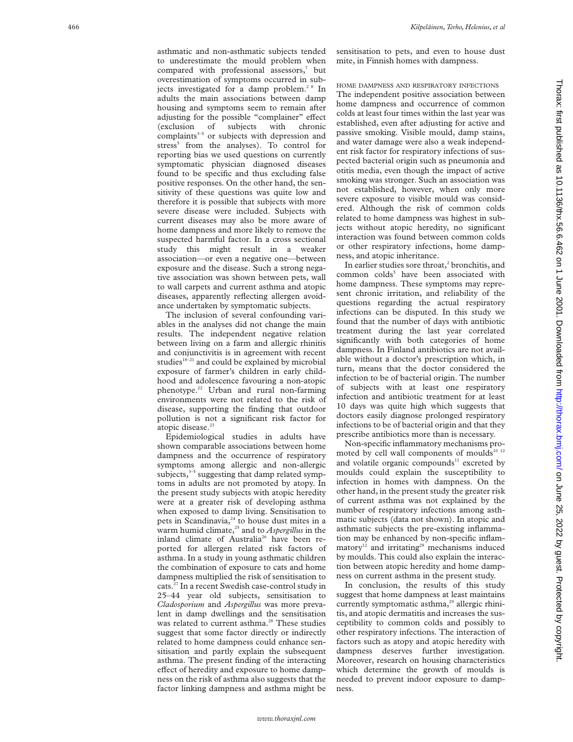asthmatic and non-asthmatic subjects tended to underestimate the mould problem when compared with professional assessors,[7] but overestimation of symptoms occurred in subjects investigated for a damp problem.[2 8] In adults the main associations between damp housing and symptoms seem to remain after adjusting for the possible "complainer" effect (exclusion of subjects with chronic complaints[3–5] or subjects with depression and stress[5] from the analyses). To control for reporting bias we used questions on currently symptomatic physician diagnosed diseases found to be specific and thus excluding false positive responses. On the other hand, the sensitivity of these questions was quite low and therefore it is possible that subjects with more severe disease were included. Subjects with current diseases may also be more aware of home dampness and more likely to remove the suspected harmful factor. In a cross sectional study this might result in a weaker association—or even a negative one—between exposure and the disease. Such a strong negative association was shown between pets, wall to wall carpets and current asthma and atopic diseases, apparently reflecting allergen avoidance undertaken by symptomatic subjects.

The inclusion of several confounding variables in the analyses did not change the main results. The independent negative relation between living on a farm and allergic rhinitis and conjunctivitis is in agreement with recent studies[18–21] and could be explained by microbial exposure of farmer's children in early childhood and adolescence favouring a non-atopic phenotype.[22] Urban and rural non-farming environments were not related to the risk of disease, supporting the finding that outdoor pollution is not a significant risk factor for atopic disease.[23]

Epidemiological studies in adults have shown comparable associations between home dampness and the occurrence of respiratory symptoms among allergic and non-allergic subjects,[3–5] suggesting that damp related symptoms in adults are not promoted by atopy. In the present study subjects with atopic heredity were at a greater risk of developing asthma when exposed to damp living. Sensitisation to pets in Scandinavia,[24] to house dust mites in a warm humid climate,[25] and to *Aspergillus* in the inland climate of Australia[26] have been reported for allergen related risk factors of asthma. In a study in young asthmatic children the combination of exposure to cats and home dampness multiplied the risk of sensitisation to cats.[27] In a recent Swedish case-control study in 25–44 year old subjects, sensitisation to *Cladosporium* and *Aspergillus* was more prevalent in damp dwellings and the sensitisation was related to current asthma.[28] These studies suggest that some factor directly or indirectly related to home dampness could enhance sensitisation and partly explain the subsequent asthma. The present finding of the interacting effect of heredity and exposure to home dampness on the risk of asthma also suggests that the factor linking dampness and asthma might be sensitisation to pets, and even to house dust mite, in Finnish homes with dampness.

### HOME DAMPNESS AND RESPIRATORY INFECTIONS

The independent positive association between home dampness and occurrence of common colds at least four times within the last year was established, even after adjusting for active and passive smoking. Visible mould, damp stains, and water damage were also a weak independent risk factor for respiratory infections of suspected bacterial origin such as pneumonia and otitis media, even though the impact of active smoking was stronger. Such an association was not established, however, when only more severe exposure to visible mould was considered. Although the risk of common colds related to home dampness was highest in subjects without atopic heredity, no significant interaction was found between common colds or other respiratory infections, home dampness, and atopic inheritance.

In earlier studies sore throat,[2] bronchitis, and common colds[5] have been associated with home dampness. These symptoms may represent chronic irritation, and reliability of the questions regarding the actual respiratory infections can be disputed. In this study we found that the number of days with antibiotic treatment during the last year correlated significantly with both categories of home dampness. In Finland antibiotics are not available without a doctor's prescription which, in turn, means that the doctor considered the infection to be of bacterial origin. The number of subjects with at least one respiratory infection and antibiotic treatment for at least 10 days was quite high which suggests that doctors easily diagnose prolonged respiratory infections to be of bacterial origin and that they prescribe antibiotics more than is necessary.

Non-specific inflammatory mechanisms promoted by cell wall components of moulds[10 12] and volatile organic compounds[11] excreted by moulds could explain the susceptibility to infection in homes with dampness. On the other hand, in the present study the greater risk of current asthma was not explained by the number of respiratory infections among asthmatic subjects (data not shown). In atopic and asthmatic subjects the pre-existing inflammation may be enhanced by non-specific inflammatory[12] and irritating[28] mechanisms induced by moulds. This could also explain the interaction between atopic heredity and home dampness on current asthma in the present study.

In conclusion, the results of this study suggest that home dampness at least maintains currently symptomatic asthma,[29] allergic rhinitis, and atopic dermatitis and increases the susceptibility to common colds and possibly to other respiratory infections. The interaction of factors such as atopy and atopic heredity with dampness deserves further investigation. Moreover, research on housing characteristics which determine the growth of moulds is needed to prevent indoor exposure to dampness.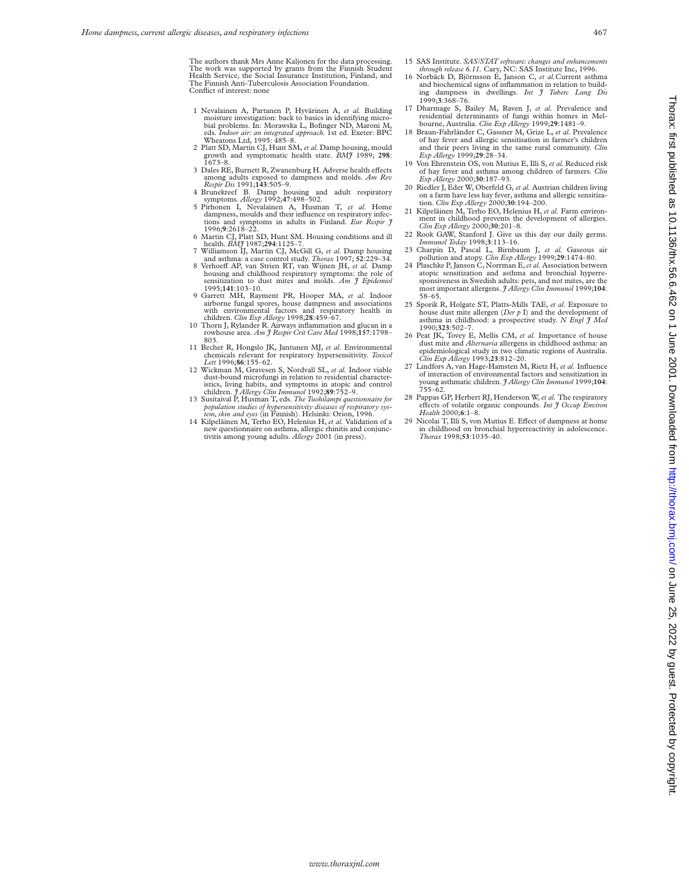The authors thank Mrs Anne Kaljonen for the data processing. The work was supported by grants from the Finnish Student Health Service, the Social Insurance Institution, Finland, and The Finnish Anti-Tuberculosis Association Foundation.
Conflict of interest: none

1. Nevalainen A, Partanen P, Hyvärinen A, *et al.* Building moisture investigation: back to basics in identifying microbial problems. In: Morawska L, Bofinger ND, Maroni M, eds. *Indoor air: an integrated approach.* 1st ed. Exeter: BPC Wheatons Ltd, 1995: 485–8.
2. Platt SD, Martin CJ, Hunt SM, *et al.* Damp housing, mould growth and symptomatic health state. *BMJ* 1989; **298**: 1673–8.
3. Dales RE, Burnett R, Zwanenburg H. Adverse health effects among adults exposed to dampness and molds. *Am Rev Respir Dis* 1991;**143**:505–9.
4. Brunekreef B. Damp housing and adult respiratory symptoms. *Allergy* 1992;**47**:498–502.
5. Pirhonen I, Nevalainen A, Husman T, *et al.* Home dampness, moulds and their influence on respiratory infections and symptoms in adults in Finland. *Eur Respir J* 1996;**9**:2618–22.
6. Martin CJ, Platt SD, Hunt SM. Housing conditions and ill health. *BMJ* 1987;**294**:1125–7.
7. Williamson IJ, Martin CJ, McGill G, *et al.* Damp housing and asthma: a case control study. *Thorax* 1997; **52**:229–34.
8. Verhoeff AP, van Strien RT, van Wijnen JH, *et al.* Damp housing and childhood respiratory symptoms: the role of sensitization to dust mites and molds. *Am J Epidemiol* 1995;**141**:103–10.
9. Garrett MH, Rayment PR, Hooper MA, *et al.* Indoor airborne fungal spores, house dampness and associations with environmental factors and respiratory health in children. *Clin Exp Allergy* 1998;**28**:459–67.
10. Thorn J, Rylander R. Airways inflammation and glucan in a rowhouse area. *Am J Respir Crit Care Med* 1998;**157**:1798–803.
11. Becher R, Hongslo JK, Jantunen MJ, *et al.* Environmental chemicals relevant for respiratory hypersensitivity. *Toxicol Lett* 1996;**86**:155–62.
12. Wickman M, Gravesen S, Nordvall SL, *et al.* Indoor viable dust-bound microfungi in relation to residential characteristics, living habits, and symptoms in atopic and control children. *J Allergy Clin Immunol* 1992;**89**:752–9.
13. Susitaival P, Husman T, eds. *The Tuohilampi questionnaire for population studies of hypersensitivity diseases of respiratory system, skin and eyes* (in Finnish). Helsinki: Orion, 1996.
14. Kilpeläinen M, Terho EO, Helenius H, *et al.* Validation of a new questionnaire on asthma, allergic rhinitis and conjunctivitis among young adults. *Allergy* 2001 (in press).
15. SAS Institute. *SAS/STAT software: changes and enhancements through release 6.11.* Cary, NC: SAS Institute Inc, 1996.
16. Norbäck D, Björnsson E, Janson C, *et al.* Current asthma and biochemical signs of inflammation in relation to building dampness in dwellings. *Int J Tuberc Lung Dis* 1999;**3**:368–76.
17. Dharmage S, Bailey M, Raven J, *et al.* Prevalence and residential determinants of fungi within homes in Melbourne, Australia. *Clin Exp Allergy* 1999;**29**:1481–9.
18. Braun-Fahrländer C, Gassner M, Grize L, *et al.* Prevalence of hay fever and allergic sensitisation in farmer's children and their peers living in the same rural community. *Clin Exp Allergy* 1999;**29**:28–34.
19. Von Ehrenstein OS, von Mutius E, Illi S, *et al.* Reduced risk of hay fever and asthma among children of farmers. *Clin Exp Allergy* 2000;**30**:187–93.
20. Riedler J, Eder W, Oberfeld G, *et al.* Austrian children living on a farm have less hay fever, asthma and allergic sensitization. *Clin Exp Allergy* 2000;**30**:194–200.
21. Kilpeläinen M, Terho EO, Helenius H, *et al.* Farm environment in childhood prevents the development of allergies. *Clin Exp Allergy* 2000;**30**:201–8.
22. Rook GAW, Stanford J. Give us this day our daily germs. *Immunol Today* 1998;**3**:113–16.
23. Charpin D, Pascal L, Birnbaum J, *et al.* Gaseous air pollution and atopy. *Clin Exp Allergy* 1999;**29**:1474–80.
24. Plaschke P, Janson C, Norrman E, *et al.* Association between atopic sensitization and asthma and bronchial hyperresponsiveness in Swedish adults: pets, and not mites, are the most important allergens. *J Allergy Clin Immunol* 1999;**104**: 58–65.
25. Sporik R, Holgate ST, Platts-Mills TAE, *et al.* Exposure to house dust mite allergen (*Der p* I) and the development of asthma in childhood: a prospective study. *N Engl J Med* 1990;**323**:502–7.
26. Peat JK, Tovey E, Mellis CM, *et al.* Importance of house dust mite and *Alternaria* allergens in childhood asthma: an epidemiological study in two climatic regions of Australia. *Clin Exp Allergy* 1993;**23**:812–20.
27. Lindfors A, van Hage-Hamsten M, Rietz H, *et al.* Influence of interaction of environmental factors and sensitization in young asthmatic children. *J Allergy Clin Immunol* 1999;**104**: 755–62.
28. Pappas GP, Herbert RJ, Henderson W, *et al.* The respiratory effects of volatile organic conpounds. *Int J Occup Environ Health* 2000;**6**:1–8.
29. Nicolai T, Illi S, von Mutius E. Effect of dampness at home in childhood on bronchial hyperreactivity in adolescence. *Thorax* 1998;**53**:1035–40.